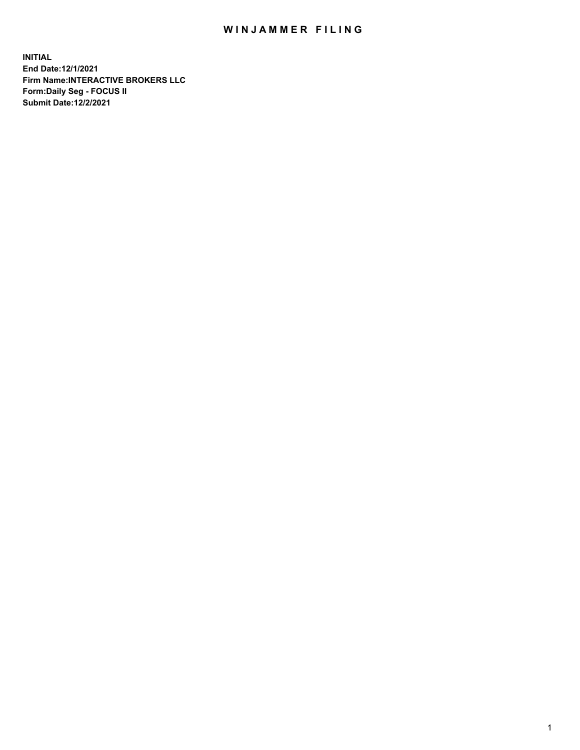# WINJAMMER FILING

**INITIAL**
**End Date:12/1/2021**
**Firm Name:INTERACTIVE BROKERS LLC**
**Form:Daily Seg - FOCUS II**
**Submit Date:12/2/2021**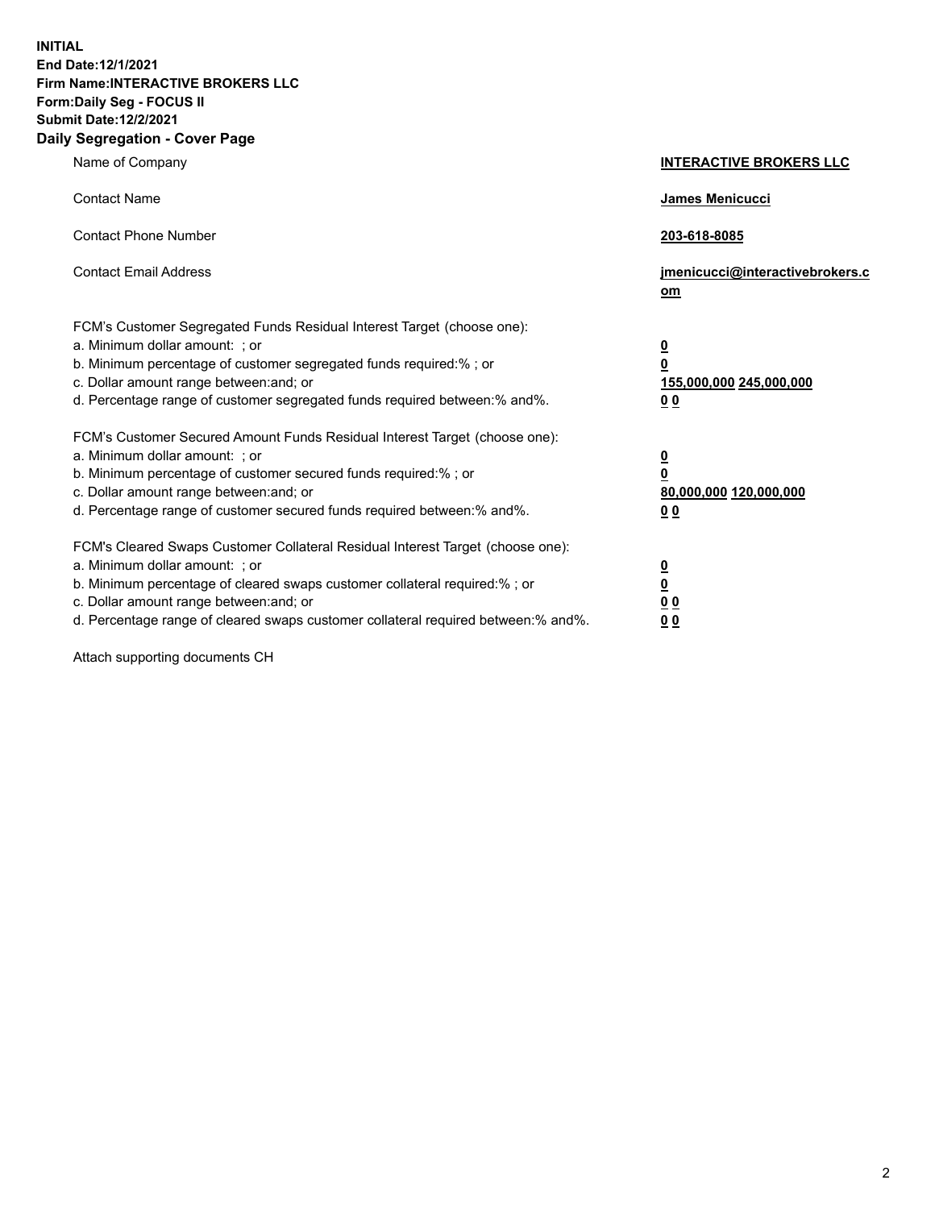**INITIAL**
**End Date:12/1/2021**
**Firm Name:INTERACTIVE BROKERS LLC**
**Form:Daily Seg - FOCUS II**
**Submit Date:12/2/2021**

## Daily Segregation - Cover Page

| | |
|---|---|
| Name of Company | **INTERACTIVE BROKERS LLC** |
| Contact Name | **James Menicucci** |
| Contact Phone Number | **203-618-8085** |
| Contact Email Address | **jmenicucci@interactivebrokers.com** |

FCM's Customer Segregated Funds Residual Interest Target (choose one):

| | |
|---|---|
| a. Minimum dollar amount: ; or | **0** |
| b. Minimum percentage of customer segregated funds required:% ; or | **0** |
| c. Dollar amount range between:and; or | **155,000,000 245,000,000** |
| d. Percentage range of customer segregated funds required between:% and%. | **0 0** |

FCM's Customer Secured Amount Funds Residual Interest Target (choose one):

| | |
|---|---|
| a. Minimum dollar amount: ; or | **0** |
| b. Minimum percentage of customer secured funds required:% ; or | **0** |
| c. Dollar amount range between:and; or | **80,000,000 120,000,000** |
| d. Percentage range of customer secured funds required between:% and%. | **0 0** |

FCM's Cleared Swaps Customer Collateral Residual Interest Target (choose one):

| | |
|---|---|
| a. Minimum dollar amount: ; or | **0** |
| b. Minimum percentage of cleared swaps customer collateral required:% ; or | **0** |
| c. Dollar amount range between:and; or | **0 0** |
| d. Percentage range of cleared swaps customer collateral required between:% and%. | **0 0** |

Attach supporting documents CH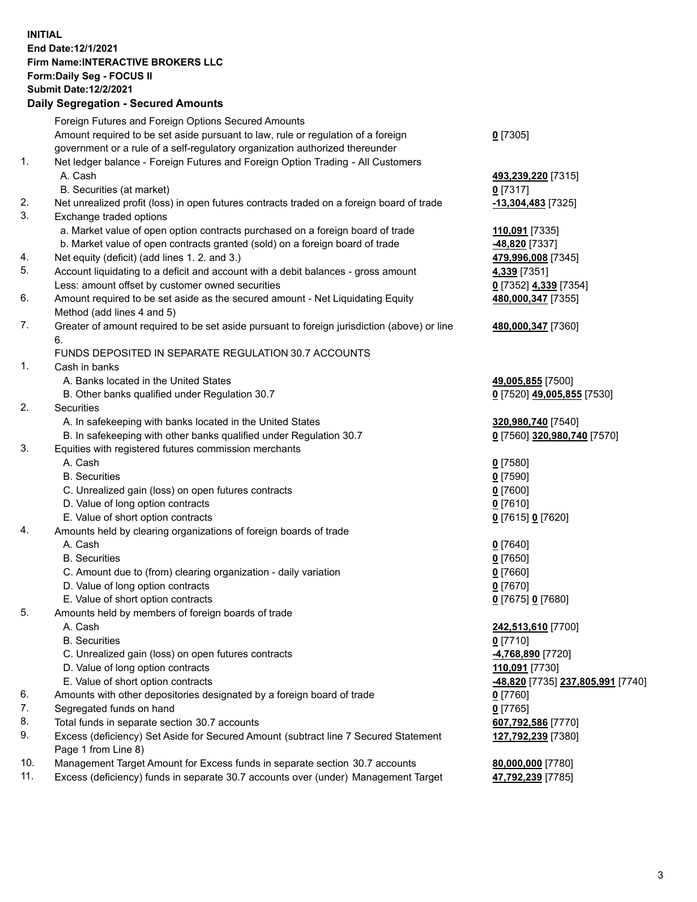**INITIAL**
**End Date:12/1/2021**
**Firm Name:INTERACTIVE BROKERS LLC**
**Form:Daily Seg - FOCUS II**
**Submit Date:12/2/2021**

## Daily Segregation - Secured Amounts

| | | |
|---|---|---|
| | Foreign Futures and Foreign Options Secured Amounts | |
| | Amount required to be set aside pursuant to law, rule or regulation of a foreign government or a rule of a self-regulatory organization authorized thereunder | **0** [7305] |
| 1. | Net ledger balance - Foreign Futures and Foreign Option Trading - All Customers | |
| | A. Cash | **493,239,220** [7315] |
| | B. Securities (at market) | **0** [7317] |
| 2. | Net unrealized profit (loss) in open futures contracts traded on a foreign board of trade | **-13,304,483** [7325] |
| 3. | Exchange traded options | |
| | a. Market value of open option contracts purchased on a foreign board of trade | **110,091** [7335] |
| | b. Market value of open contracts granted (sold) on a foreign board of trade | **-48,820** [7337] |
| 4. | Net equity (deficit) (add lines 1. 2. and 3.) | **479,996,008** [7345] |
| 5. | Account liquidating to a deficit and account with a debit balances - gross amount | **4,339** [7351] |
| | Less: amount offset by customer owned securities | **0** [7352] **4,339** [7354] |
| 6. | Amount required to be set aside as the secured amount - Net Liquidating Equity Method (add lines 4 and 5) | **480,000,347** [7355] |
| 7. | Greater of amount required to be set aside pursuant to foreign jurisdiction (above) or line 6. | **480,000,347** [7360] |
| | FUNDS DEPOSITED IN SEPARATE REGULATION 30.7 ACCOUNTS | |
| 1. | Cash in banks | |
| | A. Banks located in the United States | **49,005,855** [7500] |
| | B. Other banks qualified under Regulation 30.7 | **0** [7520] **49,005,855** [7530] |
| 2. | Securities | |
| | A. In safekeeping with banks located in the United States | **320,980,740** [7540] |
| | B. In safekeeping with other banks qualified under Regulation 30.7 | **0** [7560] **320,980,740** [7570] |
| 3. | Equities with registered futures commission merchants | |
| | A. Cash | **0** [7580] |
| | B. Securities | **0** [7590] |
| | C. Unrealized gain (loss) on open futures contracts | **0** [7600] |
| | D. Value of long option contracts | **0** [7610] |
| | E. Value of short option contracts | **0** [7615] **0** [7620] |
| 4. | Amounts held by clearing organizations of foreign boards of trade | |
| | A. Cash | **0** [7640] |
| | B. Securities | **0** [7650] |
| | C. Amount due to (from) clearing organization - daily variation | **0** [7660] |
| | D. Value of long option contracts | **0** [7670] |
| | E. Value of short option contracts | **0** [7675] **0** [7680] |
| 5. | Amounts held by members of foreign boards of trade | |
| | A. Cash | **242,513,610** [7700] |
| | B. Securities | **0** [7710] |
| | C. Unrealized gain (loss) on open futures contracts | **-4,768,890** [7720] |
| | D. Value of long option contracts | **110,091** [7730] |
| | E. Value of short option contracts | **-48,820** [7735] **237,805,991** [7740] |
| 6. | Amounts with other depositories designated by a foreign board of trade | **0** [7760] |
| 7. | Segregated funds on hand | **0** [7765] |
| 8. | Total funds in separate section 30.7 accounts | **607,792,586** [7770] |
| 9. | Excess (deficiency) Set Aside for Secured Amount (subtract line 7 Secured Statement Page 1 from Line 8) | **127,792,239** [7380] |
| 10. | Management Target Amount for Excess funds in separate section 30.7 accounts | **80,000,000** [7780] |
| 11. | Excess (deficiency) funds in separate 30.7 accounts over (under) Management Target | **47,792,239** [7785] |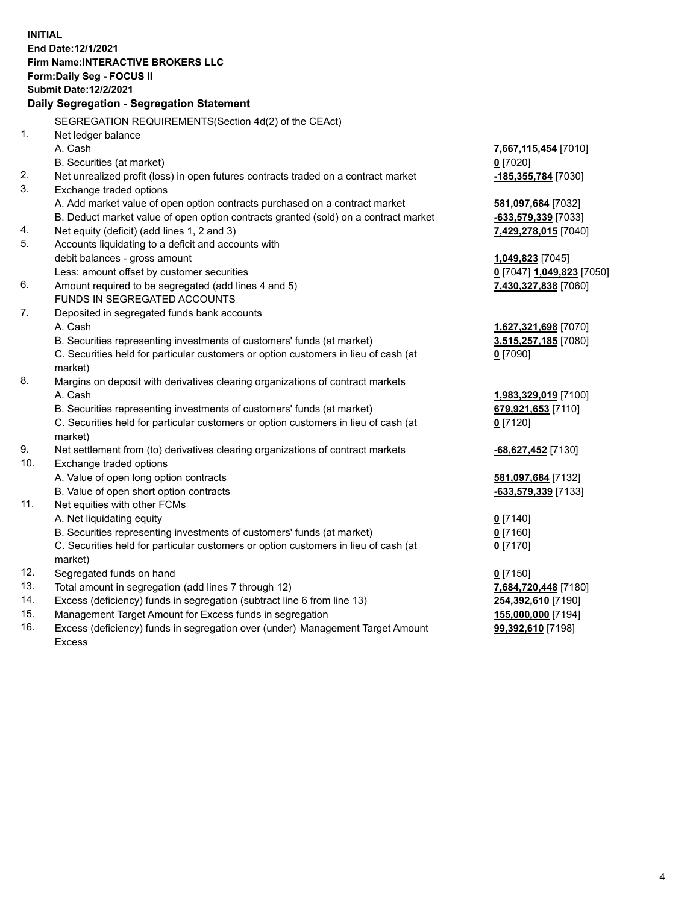**INITIAL**
**End Date:12/1/2021**
**Firm Name:INTERACTIVE BROKERS LLC**
**Form:Daily Seg - FOCUS II**
**Submit Date:12/2/2021**

## Daily Segregation - Segregation Statement

SEGREGATION REQUIREMENTS(Section 4d(2) of the CEAct)

| | | |
|---|---|---|
| 1. | Net ledger balance | |
| | A. Cash | **7,667,115,454** [7010] |
| | B. Securities (at market) | **0** [7020] |
| 2. | Net unrealized profit (loss) in open futures contracts traded on a contract market | **-185,355,784** [7030] |
| 3. | Exchange traded options | |
| | A. Add market value of open option contracts purchased on a contract market | **581,097,684** [7032] |
| | B. Deduct market value of open option contracts granted (sold) on a contract market | **-633,579,339** [7033] |
| 4. | Net equity (deficit) (add lines 1, 2 and 3) | **7,429,278,015** [7040] |
| 5. | Accounts liquidating to a deficit and accounts with debit balances - gross amount | **1,049,823** [7045] |
| | Less: amount offset by customer securities | **0** [7047] **1,049,823** [7050] |
| 6. | Amount required to be segregated (add lines 4 and 5) | **7,430,327,838** [7060] |
| | FUNDS IN SEGREGATED ACCOUNTS | |
| 7. | Deposited in segregated funds bank accounts | |
| | A. Cash | **1,627,321,698** [7070] |
| | B. Securities representing investments of customers' funds (at market) | **3,515,257,185** [7080] |
| | C. Securities held for particular customers or option customers in lieu of cash (at market) | **0** [7090] |
| 8. | Margins on deposit with derivatives clearing organizations of contract markets | |
| | A. Cash | **1,983,329,019** [7100] |
| | B. Securities representing investments of customers' funds (at market) | **679,921,653** [7110] |
| | C. Securities held for particular customers or option customers in lieu of cash (at market) | **0** [7120] |
| 9. | Net settlement from (to) derivatives clearing organizations of contract markets | **-68,627,452** [7130] |
| 10. | Exchange traded options | |
| | A. Value of open long option contracts | **581,097,684** [7132] |
| | B. Value of open short option contracts | **-633,579,339** [7133] |
| 11. | Net equities with other FCMs | |
| | A. Net liquidating equity | **0** [7140] |
| | B. Securities representing investments of customers' funds (at market) | **0** [7160] |
| | C. Securities held for particular customers or option customers in lieu of cash (at market) | **0** [7170] |
| 12. | Segregated funds on hand | **0** [7150] |
| 13. | Total amount in segregation (add lines 7 through 12) | **7,684,720,448** [7180] |
| 14. | Excess (deficiency) funds in segregation (subtract line 6 from line 13) | **254,392,610** [7190] |
| 15. | Management Target Amount for Excess funds in segregation | **155,000,000** [7194] |
| 16. | Excess (deficiency) funds in segregation over (under) Management Target Amount Excess | **99,392,610** [7198] |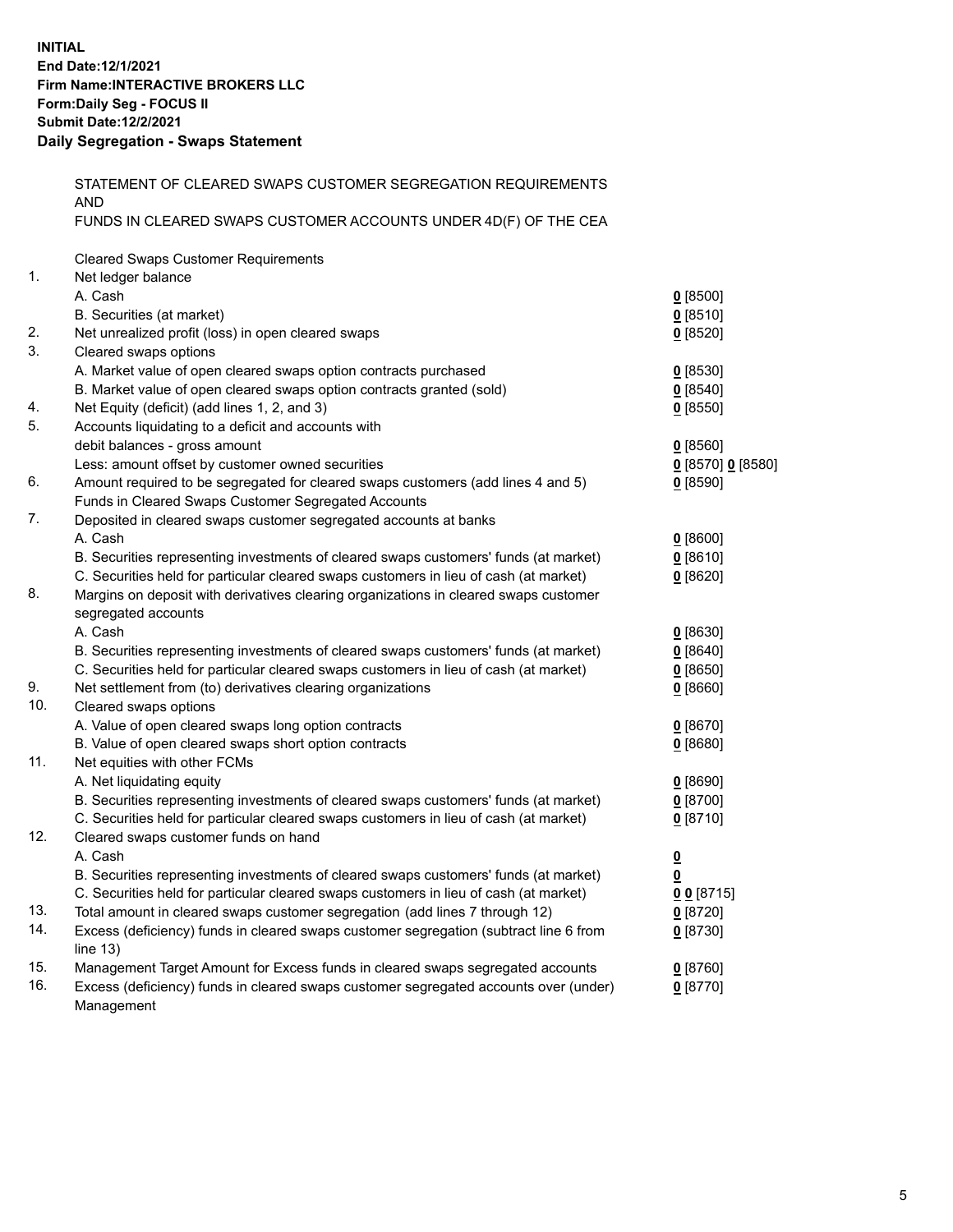**INITIAL**
**End Date:12/1/2021**
**Firm Name:INTERACTIVE BROKERS LLC**
**Form:Daily Seg - FOCUS II**
**Submit Date:12/2/2021**
**Daily Segregation - Swaps Statement**

STATEMENT OF CLEARED SWAPS CUSTOMER SEGREGATION REQUIREMENTS AND FUNDS IN CLEARED SWAPS CUSTOMER ACCOUNTS UNDER 4D(F) OF THE CEA

| | | |
|---|---|---|
| | Cleared Swaps Customer Requirements | |
| 1. | Net ledger balance | |
| | A. Cash | 0 [8500] |
| | B. Securities (at market) | 0 [8510] |
| 2. | Net unrealized profit (loss) in open cleared swaps | 0 [8520] |
| 3. | Cleared swaps options | |
| | A. Market value of open cleared swaps option contracts purchased | 0 [8530] |
| | B. Market value of open cleared swaps option contracts granted (sold) | 0 [8540] |
| 4. | Net Equity (deficit) (add lines 1, 2, and 3) | 0 [8550] |
| 5. | Accounts liquidating to a deficit and accounts with debit balances - gross amount | 0 [8560] |
| | Less: amount offset by customer owned securities | 0 [8570] 0 [8580] |
| 6. | Amount required to be segregated for cleared swaps customers (add lines 4 and 5) | 0 [8590] |
| | Funds in Cleared Swaps Customer Segregated Accounts | |
| 7. | Deposited in cleared swaps customer segregated accounts at banks | |
| | A. Cash | 0 [8600] |
| | B. Securities representing investments of cleared swaps customers' funds (at market) | 0 [8610] |
| | C. Securities held for particular cleared swaps customers in lieu of cash (at market) | 0 [8620] |
| 8. | Margins on deposit with derivatives clearing organizations in cleared swaps customer segregated accounts | |
| | A. Cash | 0 [8630] |
| | B. Securities representing investments of cleared swaps customers' funds (at market) | 0 [8640] |
| | C. Securities held for particular cleared swaps customers in lieu of cash (at market) | 0 [8650] |
| 9. | Net settlement from (to) derivatives clearing organizations | 0 [8660] |
| 10. | Cleared swaps options | |
| | A. Value of open cleared swaps long option contracts | 0 [8670] |
| | B. Value of open cleared swaps short option contracts | 0 [8680] |
| 11. | Net equities with other FCMs | |
| | A. Net liquidating equity | 0 [8690] |
| | B. Securities representing investments of cleared swaps customers' funds (at market) | 0 [8700] |
| | C. Securities held for particular cleared swaps customers in lieu of cash (at market) | 0 [8710] |
| 12. | Cleared swaps customer funds on hand | |
| | A. Cash | 0 |
| | B. Securities representing investments of cleared swaps customers' funds (at market) | 0 |
| | C. Securities held for particular cleared swaps customers in lieu of cash (at market) | 0 0 [8715] |
| 13. | Total amount in cleared swaps customer segregation (add lines 7 through 12) | 0 [8720] |
| 14. | Excess (deficiency) funds in cleared swaps customer segregation (subtract line 6 from line 13) | 0 [8730] |
| 15. | Management Target Amount for Excess funds in cleared swaps segregated accounts | 0 [8760] |
| 16. | Excess (deficiency) funds in cleared swaps customer segregated accounts over (under) Management | 0 [8770] |